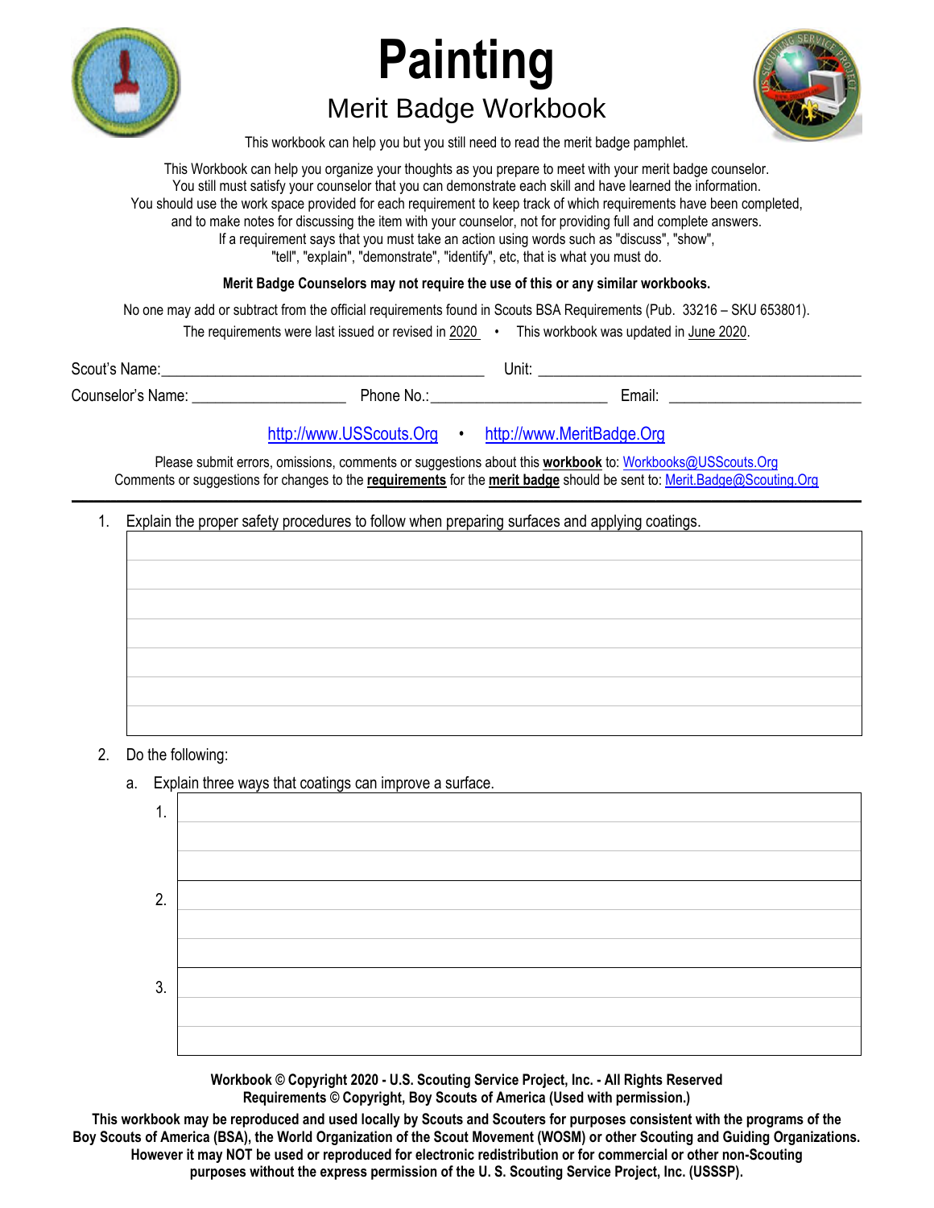# Painting

## Merit Badge Workbook

This workbook can help you but you still need to read the merit badge pamphlet.

This Workbook can help you organize your thoughts as you prepare to meet with your merit badge counselor.
You still must satisfy your counselor that you can demonstrate each skill and have learned the information.
You should use the work space provided for each requirement to keep track of which requirements have been completed,
and to make notes for discussing the item with your counselor, not for providing full and complete answers.
If a requirement says that you must take an action using words such as "discuss", "show",
"tell", "explain", "demonstrate", "identify", etc, that is what you must do.

**Merit Badge Counselors may not require the use of this or any similar workbooks.**

No one may add or subtract from the official requirements found in Scouts BSA Requirements (Pub. 33216 – SKU 653801).

The requirements were last issued or revised in 2020 • This workbook was updated in June 2020.

Scout's Name:________________________________________ Unit: ____________________________________________

Counselor's Name: ___________________ Phone No.:______________________ Email: ________________________

http://www.USScouts.Org • http://www.MeritBadge.Org

Please submit errors, omissions, comments or suggestions about this **workbook** to: Workbooks@USScouts.Org
Comments or suggestions for changes to the **requirements** for the **merit badge** should be sent to: Merit.Badge@Scouting.Org

---

1. Explain the proper safety procedures to follow when preparing surfaces and applying coatings.

2. Do the following:

   a. Explain three ways that coatings can improve a surface.

      1.

      2.

      3.

**Workbook © Copyright 2020 - U.S. Scouting Service Project, Inc. - All Rights Reserved**
**Requirements © Copyright, Boy Scouts of America (Used with permission.)**

**This workbook may be reproduced and used locally by Scouts and Scouters for purposes consistent with the programs of the Boy Scouts of America (BSA), the World Organization of the Scout Movement (WOSM) or other Scouting and Guiding Organizations. However it may NOT be used or reproduced for electronic redistribution or for commercial or other non-Scouting purposes without the express permission of the U. S. Scouting Service Project, Inc. (USSSP).**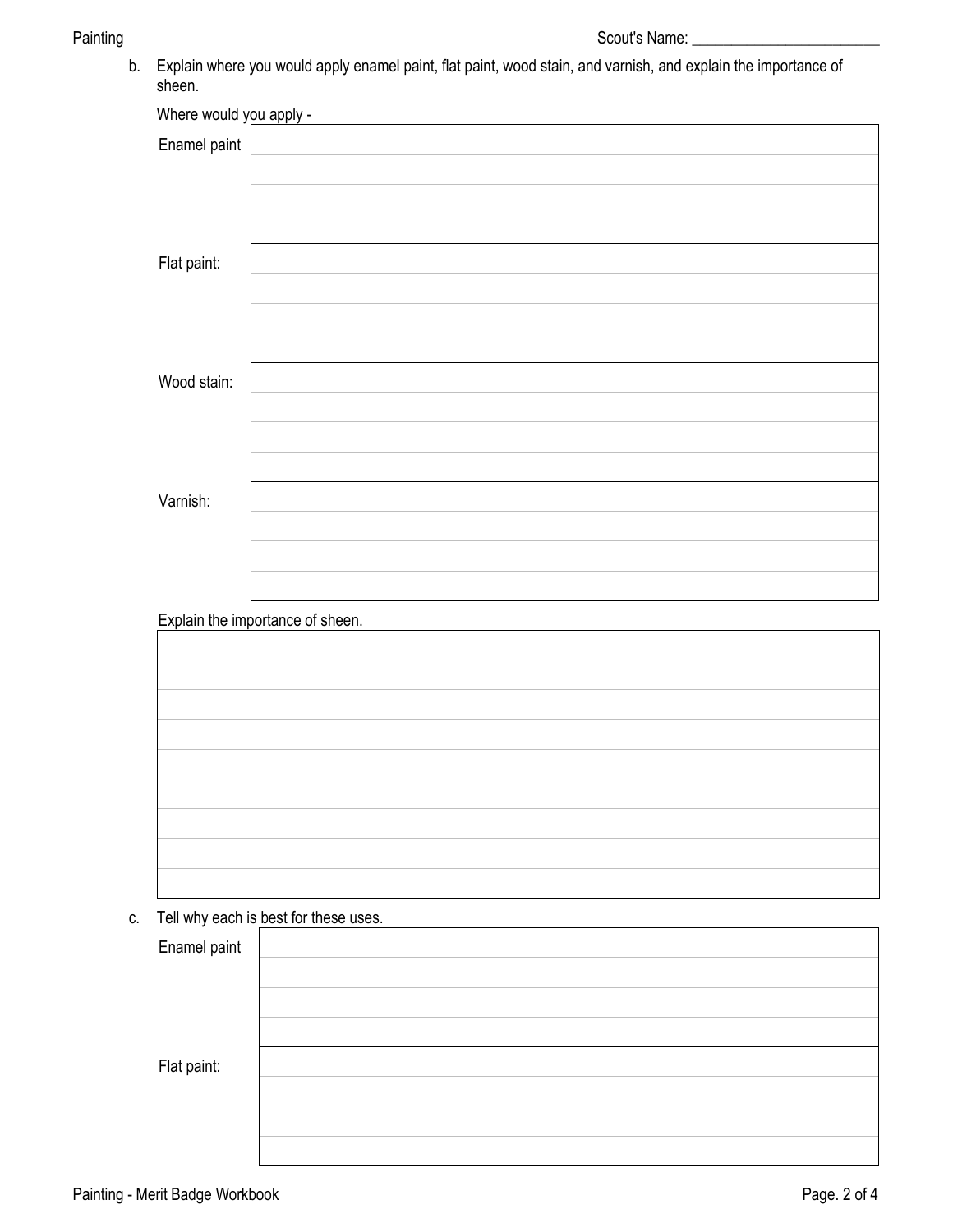Scout's Name: ________________________

b. Explain where you would apply enamel paint, flat paint, wood stain, and varnish, and explain the importance of sheen.

Where would you apply -

| | |
|---|---|
| Enamel paint | |
| Flat paint: | |
| Wood stain: | |
| Varnish: | |

Explain the importance of sheen.

| |
|---|
| |

c. Tell why each is best for these uses.

| | |
|---|---|
| Enamel paint | |
| Flat paint: | |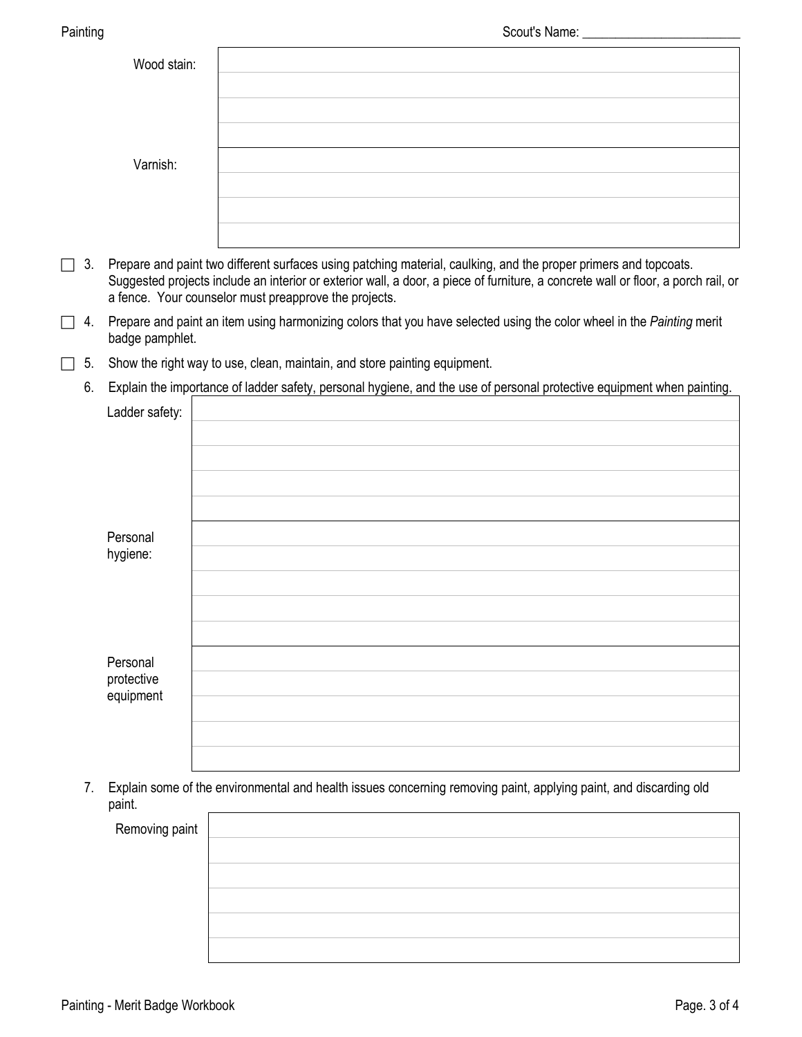Scout's Name: ________________________

| | |
|---|---|
| Wood stain: | |
| Varnish: | |

☐ 3. Prepare and paint two different surfaces using patching material, caulking, and the proper primers and topcoats. Suggested projects include an interior or exterior wall, a door, a piece of furniture, a concrete wall or floor, a porch rail, or a fence. Your counselor must preapprove the projects.

☐ 4. Prepare and paint an item using harmonizing colors that you have selected using the color wheel in the *Painting* merit badge pamphlet.

☐ 5. Show the right way to use, clean, maintain, and store painting equipment.

6. Explain the importance of ladder safety, personal hygiene, and the use of personal protective equipment when painting.

| | |
|---|---|
| Ladder safety: | |
| Personal hygiene: | |
| Personal protective equipment | |

7. Explain some of the environmental and health issues concerning removing paint, applying paint, and discarding old paint.

| | |
|---|---|
| Removing paint | |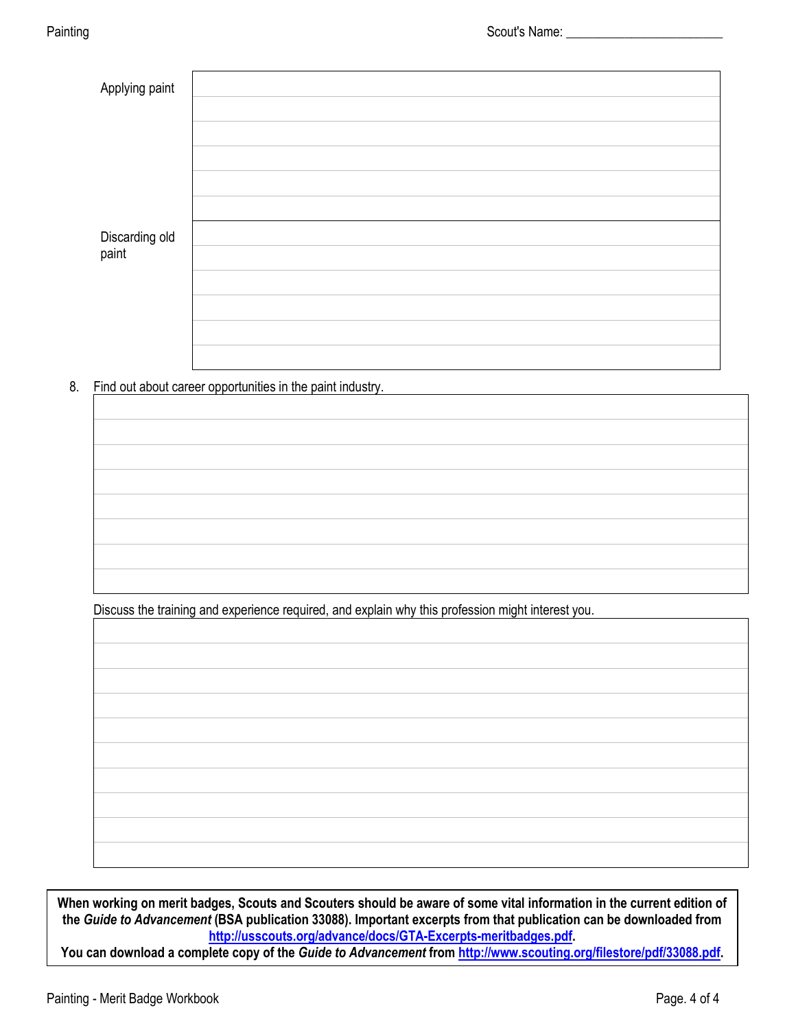Scout's Name: ________________________

| | |
|---|---|
| Applying paint | |
| Discarding old paint | |

8. Find out about career opportunities in the paint industry.

Discuss the training and experience required, and explain why this profession might interest you.

**When working on merit badges, Scouts and Scouters should be aware of some vital information in the current edition of the *Guide to Advancement* (BSA publication 33088). Important excerpts from that publication can be downloaded from [http://usscouts.org/advance/docs/GTA-Excerpts-meritbadges.pdf](http://usscouts.org/advance/docs/GTA-Excerpts-meritbadges.pdf).**
**You can download a complete copy of the *Guide to Advancement* from [http://www.scouting.org/filestore/pdf/33088.pdf](http://www.scouting.org/filestore/pdf/33088.pdf).**